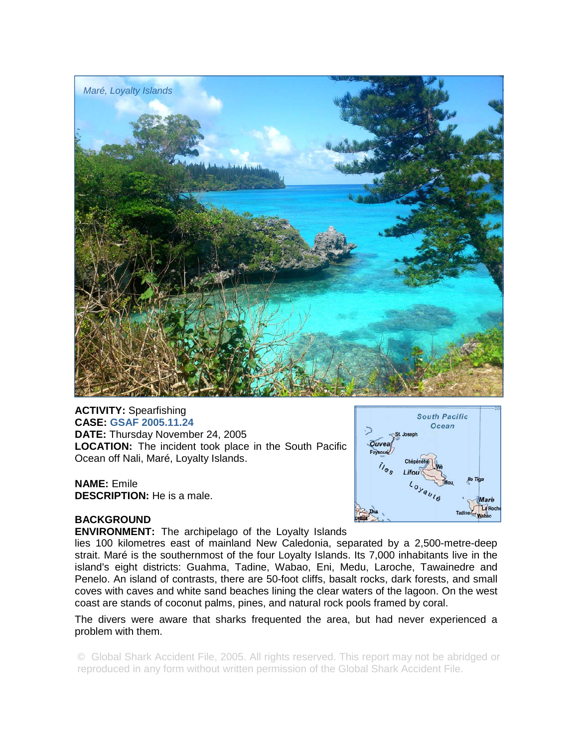*Maré, Loyalty Islands*

**ACTIVITY:** Spearfishing
**CASE:** GSAF 2005.11.24
**DATE:** Thursday November 24, 2005
**LOCATION:** The incident took place in the South Pacific Ocean off Nali, Maré, Loyalty Islands.

**NAME:** Emile
**DESCRIPTION:** He is a male.

**BACKGROUND**

**ENVIRONMENT:** The archipelago of the Loyalty Islands lies 100 kilometres east of mainland New Caledonia, separated by a 2,500-metre-deep strait. Maré is the southernmost of the four Loyalty Islands. Its 7,000 inhabitants live in the island's eight districts: Guahma, Tadine, Wabao, Eni, Medu, Laroche, Tawainedre and Penelo. An island of contrasts, there are 50-foot cliffs, basalt rocks, dark forests, and small coves with caves and white sand beaches lining the clear waters of the lagoon. On the west coast are stands of coconut palms, pines, and natural rock pools framed by coral.

The divers were aware that sharks frequented the area, but had never experienced a problem with them.

© Global Shark Accident File, 2005. All rights reserved. This report may not be abridged or reproduced in any form without written permission of the Global Shark Accident File.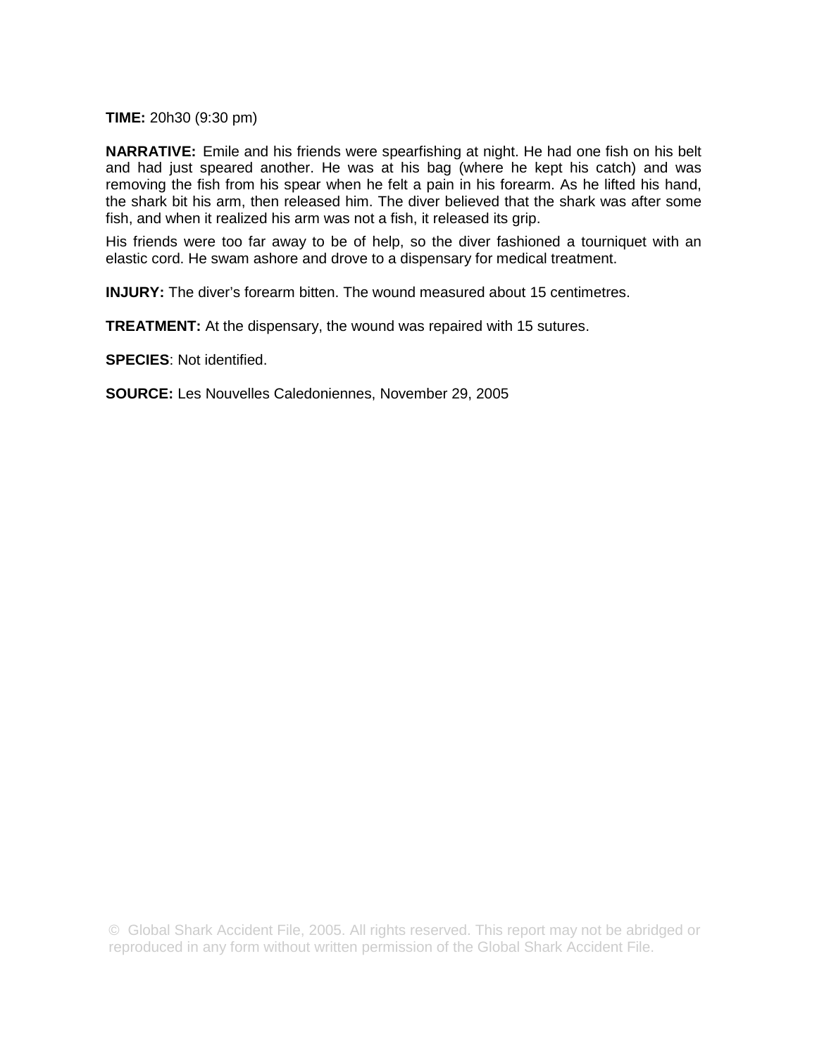**TIME:** 20h30 (9:30 pm)

**NARRATIVE:** Emile and his friends were spearfishing at night. He had one fish on his belt and had just speared another. He was at his bag (where he kept his catch) and was removing the fish from his spear when he felt a pain in his forearm. As he lifted his hand, the shark bit his arm, then released him. The diver believed that the shark was after some fish, and when it realized his arm was not a fish, it released its grip.

His friends were too far away to be of help, so the diver fashioned a tourniquet with an elastic cord. He swam ashore and drove to a dispensary for medical treatment.

**INJURY:** The diver's forearm bitten. The wound measured about 15 centimetres.

**TREATMENT:** At the dispensary, the wound was repaired with 15 sutures.

**SPECIES**: Not identified.

**SOURCE:** Les Nouvelles Caledoniennes, November 29, 2005

© Global Shark Accident File, 2005. All rights reserved. This report may not be abridged or reproduced in any form without written permission of the Global Shark Accident File.